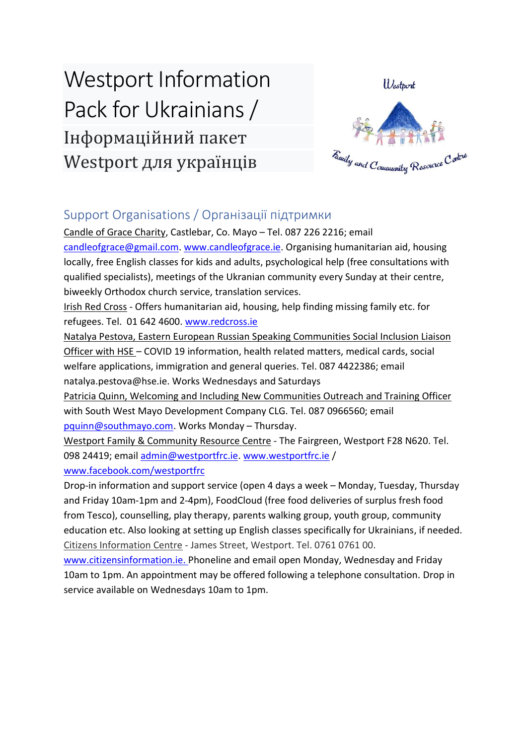# Westport Information Pack for Ukrainians / Інформаційний пакет Westport для українців

## Support Organisations / Організації підтримки

Candle of Grace Charity, Castlebar, Co. Mayo – Tel. 087 226 2216; email candleofgrace@gmail.com. www.candleofgrace.ie. Organising humanitarian aid, housing locally, free English classes for kids and adults, psychological help (free consultations with qualified specialists), meetings of the Ukranian community every Sunday at their centre, biweekly Orthodox church service, translation services.

Irish Red Cross - Offers humanitarian aid, housing, help finding missing family etc. for refugees. Tel. 01 642 4600. www.redcross.ie

Natalya Pestova, Eastern European Russian Speaking Communities Social Inclusion Liaison Officer with HSE – COVID 19 information, health related matters, medical cards, social welfare applications, immigration and general queries. Tel. 087 4422386; email natalya.pestova@hse.ie. Works Wednesdays and Saturdays

Patricia Quinn, Welcoming and Including New Communities Outreach and Training Officer with South West Mayo Development Company CLG. Tel. 087 0966560; email pquinn@southmayo.com. Works Monday – Thursday.

Westport Family & Community Resource Centre - The Fairgreen, Westport F28 N620. Tel. 098 24419; email admin@westportfrc.ie. www.westportfrc.ie / www.facebook.com/westportfrc

Drop-in information and support service (open 4 days a week – Monday, Tuesday, Thursday and Friday 10am-1pm and 2-4pm), FoodCloud (free food deliveries of surplus fresh food from Tesco), counselling, play therapy, parents walking group, youth group, community education etc. Also looking at setting up English classes specifically for Ukrainians, if needed.

Citizens Information Centre - James Street, Westport. Tel. 0761 0761 00. www.citizensinformation.ie. Phoneline and email open Monday, Wednesday and Friday 10am to 1pm. An appointment may be offered following a telephone consultation. Drop in service available on Wednesdays 10am to 1pm.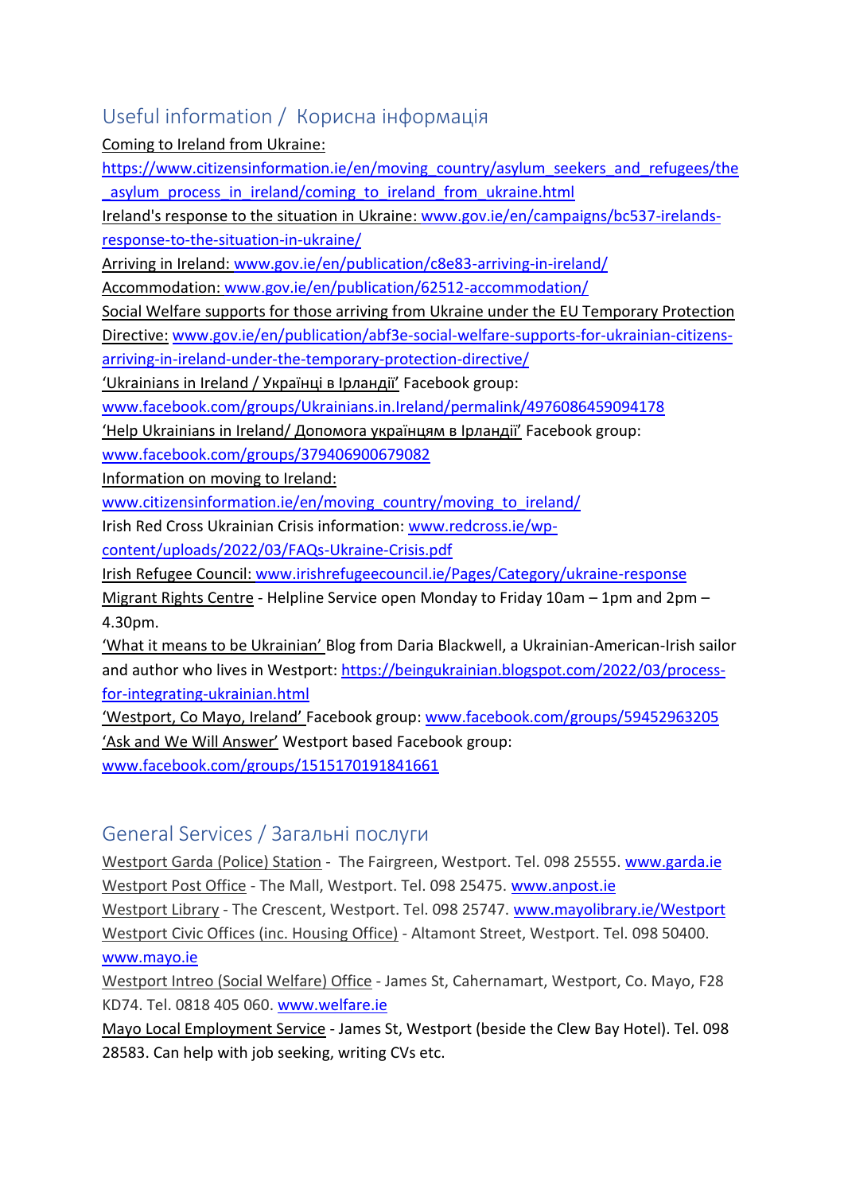## Useful information / Корисна інформація

Coming to Ireland from Ukraine: https://www.citizensinformation.ie/en/moving_country/asylum_seekers_and_refugees/the_asylum_process_in_ireland/coming_to_ireland_from_ukraine.html

Ireland's response to the situation in Ukraine: www.gov.ie/en/campaigns/bc537-irelands-response-to-the-situation-in-ukraine/

Arriving in Ireland: www.gov.ie/en/publication/c8e83-arriving-in-ireland/

Accommodation: www.gov.ie/en/publication/62512-accommodation/

Social Welfare supports for those arriving from Ukraine under the EU Temporary Protection Directive: www.gov.ie/en/publication/abf3e-social-welfare-supports-for-ukrainian-citizens-arriving-in-ireland-under-the-temporary-protection-directive/

'Ukrainians in Ireland / Українці в Ірландії' Facebook group: www.facebook.com/groups/Ukrainians.in.Ireland/permalink/4976086459094178

'Help Ukrainians in Ireland/ Допомога українцям в Ірландії' Facebook group: www.facebook.com/groups/379406900679082

Information on moving to Ireland: www.citizensinformation.ie/en/moving_country/moving_to_ireland/

Irish Red Cross Ukrainian Crisis information: www.redcross.ie/wp-content/uploads/2022/03/FAQs-Ukraine-Crisis.pdf

Irish Refugee Council: www.irishrefugeecouncil.ie/Pages/Category/ukraine-response

Migrant Rights Centre - Helpline Service open Monday to Friday 10am – 1pm and 2pm – 4.30pm.

'What it means to be Ukrainian' Blog from Daria Blackwell, a Ukrainian-American-Irish sailor and author who lives in Westport: https://beingukrainian.blogspot.com/2022/03/process-for-integrating-ukrainian.html

'Westport, Co Mayo, Ireland' Facebook group: www.facebook.com/groups/59452963205

'Ask and We Will Answer' Westport based Facebook group: www.facebook.com/groups/1515170191841661

## General Services / Загальні послуги

Westport Garda (Police) Station - The Fairgreen, Westport. Tel. 098 25555. www.garda.ie

Westport Post Office - The Mall, Westport. Tel. 098 25475. www.anpost.ie

Westport Library - The Crescent, Westport. Tel. 098 25747. www.mayolibrary.ie/Westport

Westport Civic Offices (inc. Housing Office) - Altamont Street, Westport. Tel. 098 50400. www.mayo.ie

Westport Intreo (Social Welfare) Office - James St, Cahernamart, Westport, Co. Mayo, F28 KD74. Tel. 0818 405 060. www.welfare.ie

Mayo Local Employment Service - James St, Westport (beside the Clew Bay Hotel). Tel. 098 28583. Can help with job seeking, writing CVs etc.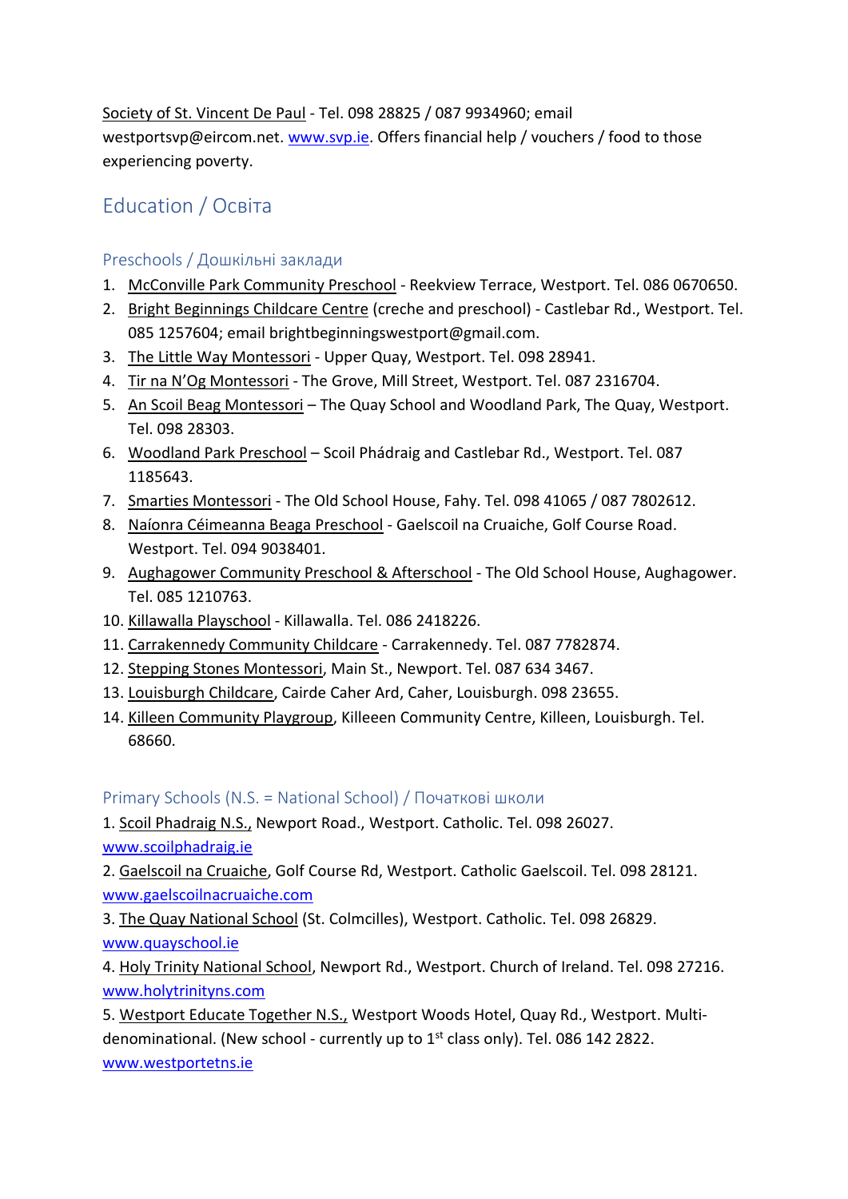Society of St. Vincent De Paul - Tel. 098 28825 / 087 9934960; email westportsvp@eircom.net. www.svp.ie. Offers financial help / vouchers / food to those experiencing poverty.

## Education / Освіта

### Preschools / Дошкільні заклади

1. McConville Park Community Preschool - Reekview Terrace, Westport. Tel. 086 0670650.
2. Bright Beginnings Childcare Centre (creche and preschool) - Castlebar Rd., Westport. Tel. 085 1257604; email brightbeginningswestport@gmail.com.
3. The Little Way Montessori - Upper Quay, Westport. Tel. 098 28941.
4. Tir na N'Og Montessori - The Grove, Mill Street, Westport. Tel. 087 2316704.
5. An Scoil Beag Montessori – The Quay School and Woodland Park, The Quay, Westport. Tel. 098 28303.
6. Woodland Park Preschool – Scoil Phádraig and Castlebar Rd., Westport. Tel. 087 1185643.
7. Smarties Montessori - The Old School House, Fahy. Tel. 098 41065 / 087 7802612.
8. Naíonra Céimeanna Beaga Preschool - Gaelscoil na Cruaiche, Golf Course Road. Westport. Tel. 094 9038401.
9. Aughagower Community Preschool & Afterschool - The Old School House, Aughagower. Tel. 085 1210763.
10. Killawalla Playschool - Killawalla. Tel. 086 2418226.
11. Carrakennedy Community Childcare - Carrakennedy. Tel. 087 7782874.
12. Stepping Stones Montessori, Main St., Newport. Tel. 087 634 3467.
13. Louisburgh Childcare, Cairde Caher Ard, Caher, Louisburgh. 098 23655.
14. Killeen Community Playgroup, Killeeen Community Centre, Killeen, Louisburgh. Tel. 68660.

### Primary Schools (N.S. = National School) / Початкові школи

1. Scoil Phadraig N.S., Newport Road., Westport. Catholic. Tel. 098 26027. www.scoilphadraig.ie
2. Gaelscoil na Cruaiche, Golf Course Rd, Westport. Catholic Gaelscoil. Tel. 098 28121. www.gaelscoilnacruaiche.com
3. The Quay National School (St. Colmcilles), Westport. Catholic. Tel. 098 26829. www.quayschool.ie
4. Holy Trinity National School, Newport Rd., Westport. Church of Ireland. Tel. 098 27216. www.holytrinityns.com
5. Westport Educate Together N.S., Westport Woods Hotel, Quay Rd., Westport. Multi-denominational. (New school - currently up to 1st class only). Tel. 086 142 2822. www.westportetns.ie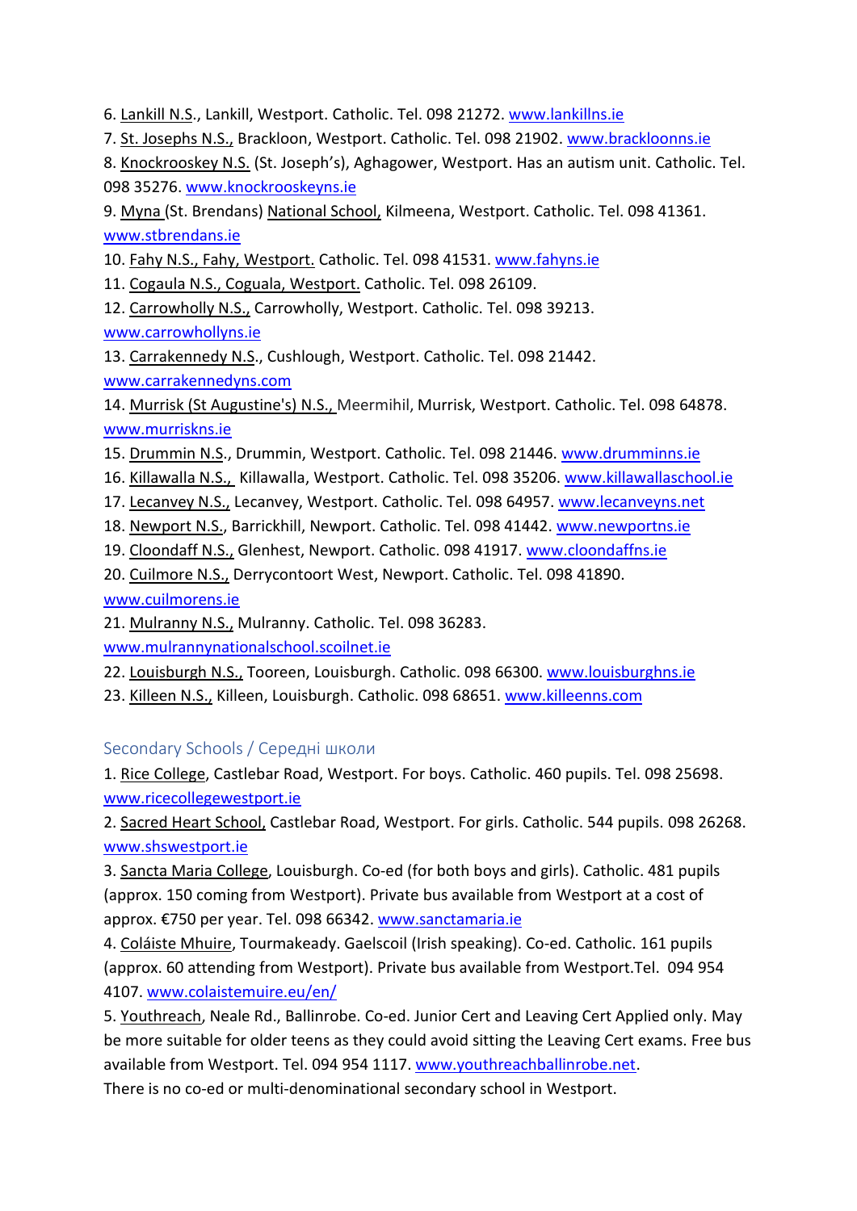6. Lankill N.S., Lankill, Westport. Catholic. Tel. 098 21272. www.lankillns.ie
7. St. Josephs N.S., Brackloon, Westport. Catholic. Tel. 098 21902. www.brackloonns.ie
8. Knockrooskey N.S. (St. Joseph's), Aghagower, Westport. Has an autism unit. Catholic. Tel. 098 35276. www.knockrooskeyns.ie
9. Myna (St. Brendans) National School, Kilmeena, Westport. Catholic. Tel. 098 41361. www.stbrendans.ie
10. Fahy N.S., Fahy, Westport. Catholic. Tel. 098 41531. www.fahyns.ie
11. Cogaula N.S., Coguala, Westport. Catholic. Tel. 098 26109.
12. Carrowholly N.S., Carrowholly, Westport. Catholic. Tel. 098 39213. www.carrowhollyns.ie
13. Carrakennedy N.S., Cushlough, Westport. Catholic. Tel. 098 21442. www.carrakennedyns.com
14. Murrisk (St Augustine's) N.S., Meermihil, Murrisk, Westport. Catholic. Tel. 098 64878. www.murriskns.ie
15. Drummin N.S., Drummin, Westport. Catholic. Tel. 098 21446. www.drumminns.ie
16. Killawalla N.S., Killawalla, Westport. Catholic. Tel. 098 35206. www.killawallaschool.ie
17. Lecanvey N.S., Lecanvey, Westport. Catholic. Tel. 098 64957. www.lecanveyns.net
18. Newport N.S., Barrickhill, Newport. Catholic. Tel. 098 41442. www.newportns.ie
19. Cloondaff N.S., Glenhest, Newport. Catholic. 098 41917. www.cloondaffns.ie
20. Cuilmore N.S., Derrycontoort West, Newport. Catholic. Tel. 098 41890. www.cuilmorens.ie
21. Mulranny N.S., Mulranny. Catholic. Tel. 098 36283. www.mulrannynationalschool.scoilnet.ie
22. Louisburgh N.S., Tooreen, Louisburgh. Catholic. 098 66300. www.louisburghns.ie
23. Killeen N.S., Killeen, Louisburgh. Catholic. 098 68651. www.killeenns.com

## Secondary Schools / Середні школи

1. Rice College, Castlebar Road, Westport. For boys. Catholic. 460 pupils. Tel. 098 25698. www.ricecollegewestport.ie
2. Sacred Heart School, Castlebar Road, Westport. For girls. Catholic. 544 pupils. 098 26268. www.shswestport.ie
3. Sancta Maria College, Louisburgh. Co-ed (for both boys and girls). Catholic. 481 pupils (approx. 150 coming from Westport). Private bus available from Westport at a cost of approx. €750 per year. Tel. 098 66342. www.sanctamaria.ie
4. Coláiste Mhuire, Tourmakeady. Gaelscoil (Irish speaking). Co-ed. Catholic. 161 pupils (approx. 60 attending from Westport). Private bus available from Westport.Tel. 094 954 4107. www.colaistemuire.eu/en/
5. Youthreach, Neale Rd., Ballinrobe. Co-ed. Junior Cert and Leaving Cert Applied only. May be more suitable for older teens as they could avoid sitting the Leaving Cert exams. Free bus available from Westport. Tel. 094 954 1117. www.youthreachballinrobe.net.

There is no co-ed or multi-denominational secondary school in Westport.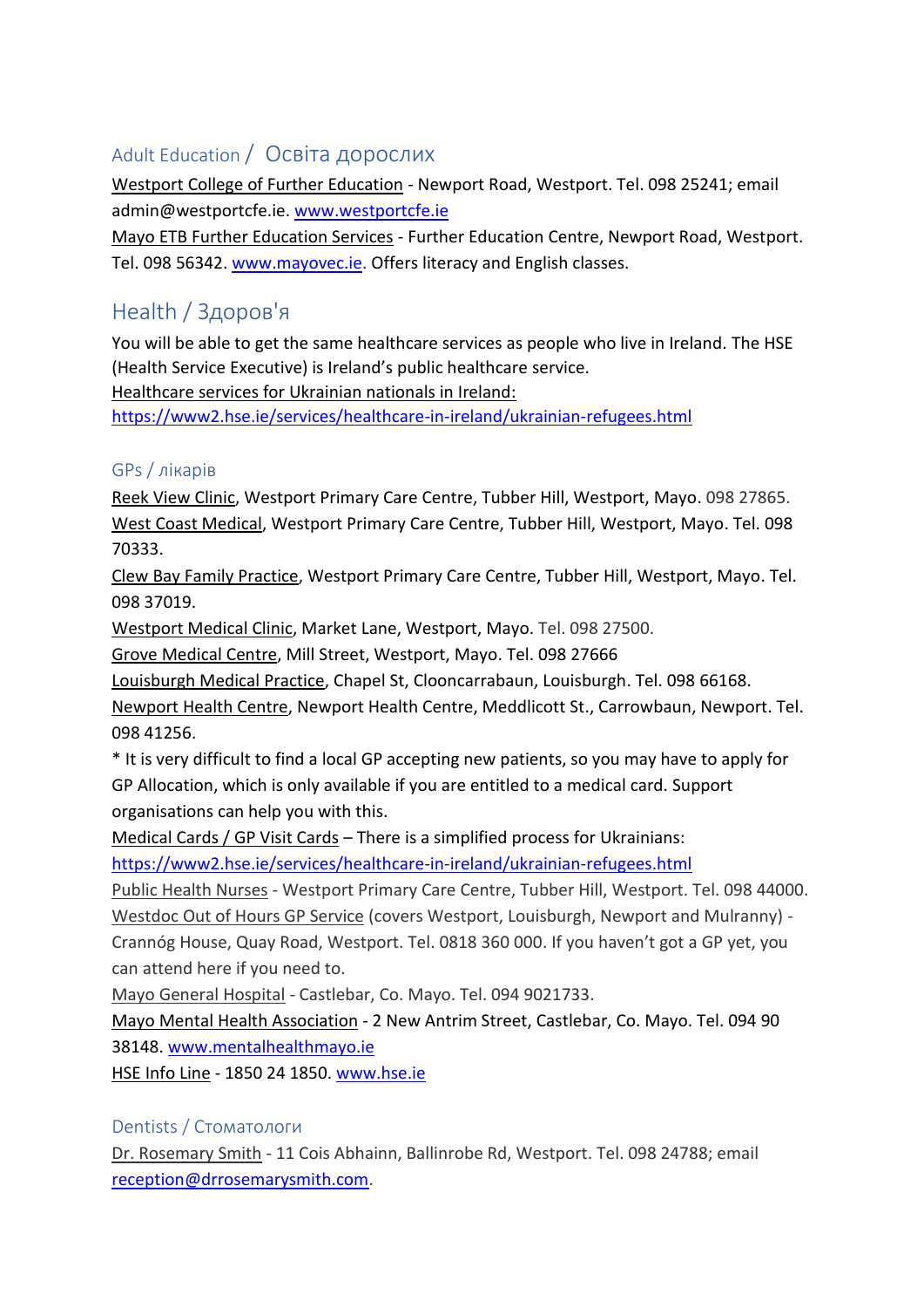## Adult Education / Освіта дорослих

Westport College of Further Education - Newport Road, Westport. Tel. 098 25241; email admin@westportcfe.ie. www.westportcfe.ie

Mayo ETB Further Education Services - Further Education Centre, Newport Road, Westport. Tel. 098 56342. www.mayovec.ie. Offers literacy and English classes.

## Health / Здоров'я

You will be able to get the same healthcare services as people who live in Ireland. The HSE (Health Service Executive) is Ireland's public healthcare service.

Healthcare services for Ukrainian nationals in Ireland: https://www2.hse.ie/services/healthcare-in-ireland/ukrainian-refugees.html

### GPs / лікарів

Reek View Clinic, Westport Primary Care Centre, Tubber Hill, Westport, Mayo. 098 27865.

West Coast Medical, Westport Primary Care Centre, Tubber Hill, Westport, Mayo. Tel. 098 70333.

Clew Bay Family Practice, Westport Primary Care Centre, Tubber Hill, Westport, Mayo. Tel. 098 37019.

Westport Medical Clinic, Market Lane, Westport, Mayo. Tel. 098 27500.

Grove Medical Centre, Mill Street, Westport, Mayo. Tel. 098 27666

Louisburgh Medical Practice, Chapel St, Clooncarrabaun, Louisburgh. Tel. 098 66168.

Newport Health Centre, Newport Health Centre, Meddlicott St., Carrowbaun, Newport. Tel. 098 41256.

* It is very difficult to find a local GP accepting new patients, so you may have to apply for GP Allocation, which is only available if you are entitled to a medical card. Support organisations can help you with this.

Medical Cards / GP Visit Cards – There is a simplified process for Ukrainians: https://www2.hse.ie/services/healthcare-in-ireland/ukrainian-refugees.html

Public Health Nurses - Westport Primary Care Centre, Tubber Hill, Westport. Tel. 098 44000.

Westdoc Out of Hours GP Service (covers Westport, Louisburgh, Newport and Mulranny) - Crannóg House, Quay Road, Westport. Tel. 0818 360 000. If you haven't got a GP yet, you can attend here if you need to.

Mayo General Hospital - Castlebar, Co. Mayo. Tel. 094 9021733.

Mayo Mental Health Association - 2 New Antrim Street, Castlebar, Co. Mayo. Tel. 094 90 38148. www.mentalhealthmayo.ie

HSE Info Line - 1850 24 1850. www.hse.ie

### Dentists / Стоматологи

Dr. Rosemary Smith - 11 Cois Abhainn, Ballinrobe Rd, Westport. Tel. 098 24788; email reception@drrosemarysmith.com.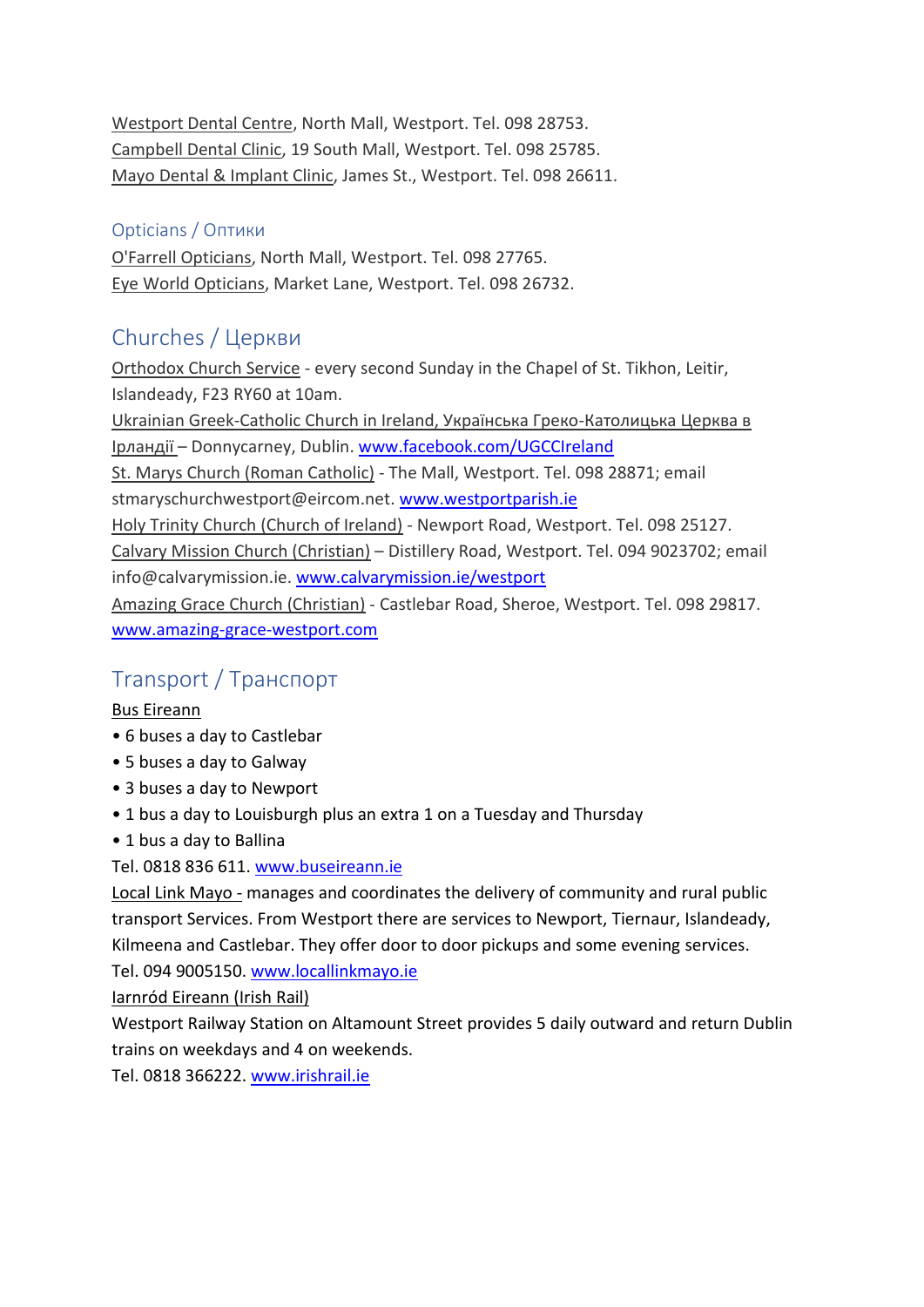Westport Dental Centre, North Mall, Westport. Tel. 098 28753.
Campbell Dental Clinic, 19 South Mall, Westport. Tel. 098 25785.
Mayo Dental & Implant Clinic, James St., Westport. Tel. 098 26611.

### Opticians / Оптики

O'Farrell Opticians, North Mall, Westport. Tel. 098 27765.
Eye World Opticians, Market Lane, Westport. Tel. 098 26732.

## Churches / Церкви

Orthodox Church Service - every second Sunday in the Chapel of St. Tikhon, Leitir, Islandeady, F23 RY60 at 10am.
Ukrainian Greek-Catholic Church in Ireland, Українська Греко-Католицька Церква в Ірландії – Donnycarney, Dublin. www.facebook.com/UGCCIreland
St. Marys Church (Roman Catholic) - The Mall, Westport. Tel. 098 28871; email stmaryschurchwestport@eircom.net. www.westportparish.ie
Holy Trinity Church (Church of Ireland) - Newport Road, Westport. Tel. 098 25127.
Calvary Mission Church (Christian) – Distillery Road, Westport. Tel. 094 9023702; email info@calvarymission.ie. www.calvarymission.ie/westport
Amazing Grace Church (Christian) - Castlebar Road, Sheroe, Westport. Tel. 098 29817. www.amazing-grace-westport.com

## Transport / Транспорт

Bus Eireann

- 6 buses a day to Castlebar
- 5 buses a day to Galway
- 3 buses a day to Newport
- 1 bus a day to Louisburgh plus an extra 1 on a Tuesday and Thursday
- 1 bus a day to Ballina

Tel. 0818 836 611. www.buseireann.ie

Local Link Mayo - manages and coordinates the delivery of community and rural public transport Services. From Westport there are services to Newport, Tiernaur, Islandeady, Kilmeena and Castlebar. They offer door to door pickups and some evening services.
Tel. 094 9005150. www.locallinkmayo.ie

Iarnród Eireann (Irish Rail)
Westport Railway Station on Altamount Street provides 5 daily outward and return Dublin trains on weekdays and 4 on weekends.
Tel. 0818 366222. www.irishrail.ie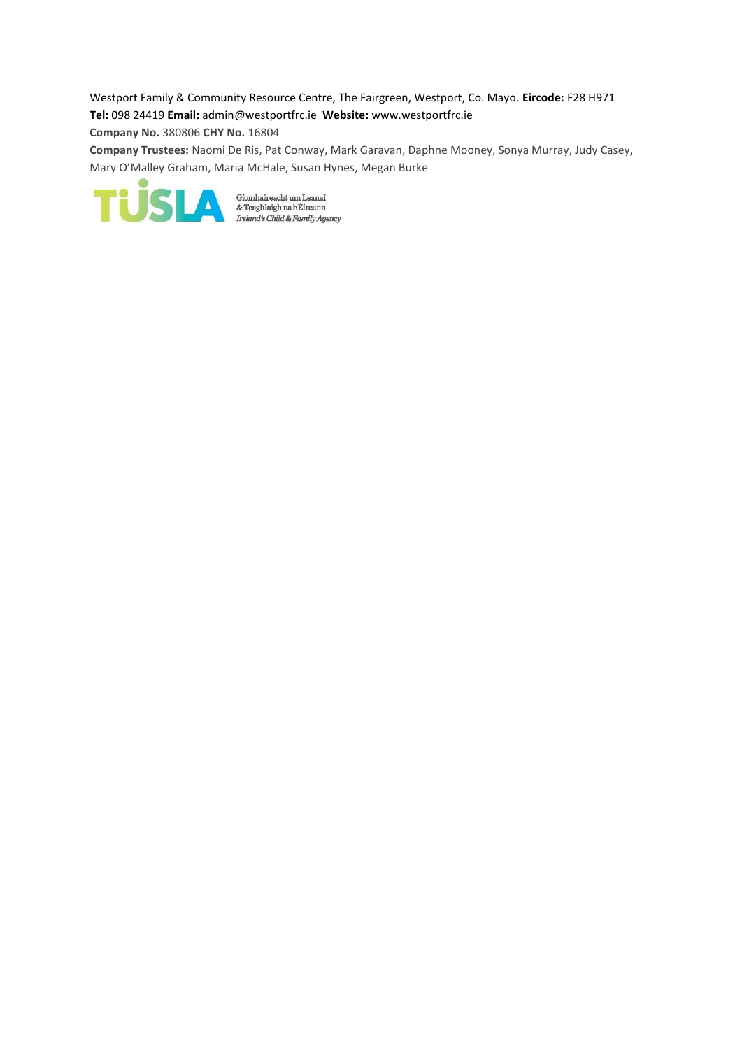Westport Family & Community Resource Centre, The Fairgreen, Westport, Co. Mayo. **Eircode:** F28 H971
**Tel:** 098 24419 **Email:** admin@westportfrc.ie **Website:** www.westportfrc.ie
**Company No.** 380806 **CHY No.** 16804
**Company Trustees:** Naomi De Ris, Pat Conway, Mark Garavan, Daphne Mooney, Sonya Murray, Judy Casey, Mary O'Malley Graham, Maria McHale, Susan Hynes, Megan Burke

TUSLA
Gníomhaireacht um Leanaí
& Teaghlaigh na hÉireann
*Ireland's Child & Family Agency*